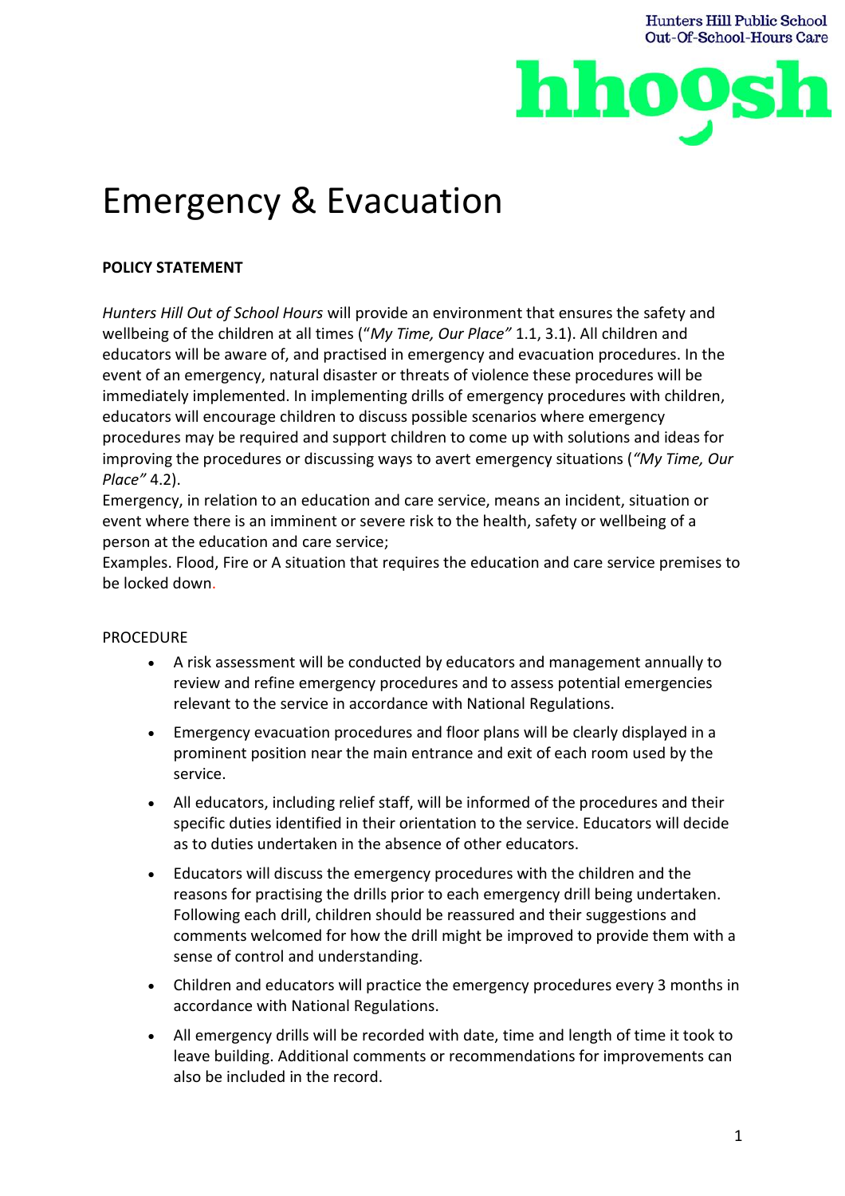# Emergency & Evacuation

**POLICY STATEMENT**

*Hunters Hill Out of School Hours* will provide an environment that ensures the safety and wellbeing of the children at all times ("*My Time, Our Place"* 1.1, 3.1). All children and educators will be aware of, and practised in emergency and evacuation procedures. In the event of an emergency, natural disaster or threats of violence these procedures will be immediately implemented. In implementing drills of emergency procedures with children, educators will encourage children to discuss possible scenarios where emergency procedures may be required and support children to come up with solutions and ideas for improving the procedures or discussing ways to avert emergency situations (*"My Time, Our Place"* 4.2).

Emergency, in relation to an education and care service, means an incident, situation or event where there is an imminent or severe risk to the health, safety or wellbeing of a person at the education and care service;

Examples. Flood, Fire or A situation that requires the education and care service premises to be locked down.

PROCEDURE

- A risk assessment will be conducted by educators and management annually to review and refine emergency procedures and to assess potential emergencies relevant to the service in accordance with National Regulations.
- Emergency evacuation procedures and floor plans will be clearly displayed in a prominent position near the main entrance and exit of each room used by the service.
- All educators, including relief staff, will be informed of the procedures and their specific duties identified in their orientation to the service. Educators will decide as to duties undertaken in the absence of other educators.
- Educators will discuss the emergency procedures with the children and the reasons for practising the drills prior to each emergency drill being undertaken. Following each drill, children should be reassured and their suggestions and comments welcomed for how the drill might be improved to provide them with a sense of control and understanding.
- Children and educators will practice the emergency procedures every 3 months in accordance with National Regulations.
- All emergency drills will be recorded with date, time and length of time it took to leave building. Additional comments or recommendations for improvements can also be included in the record.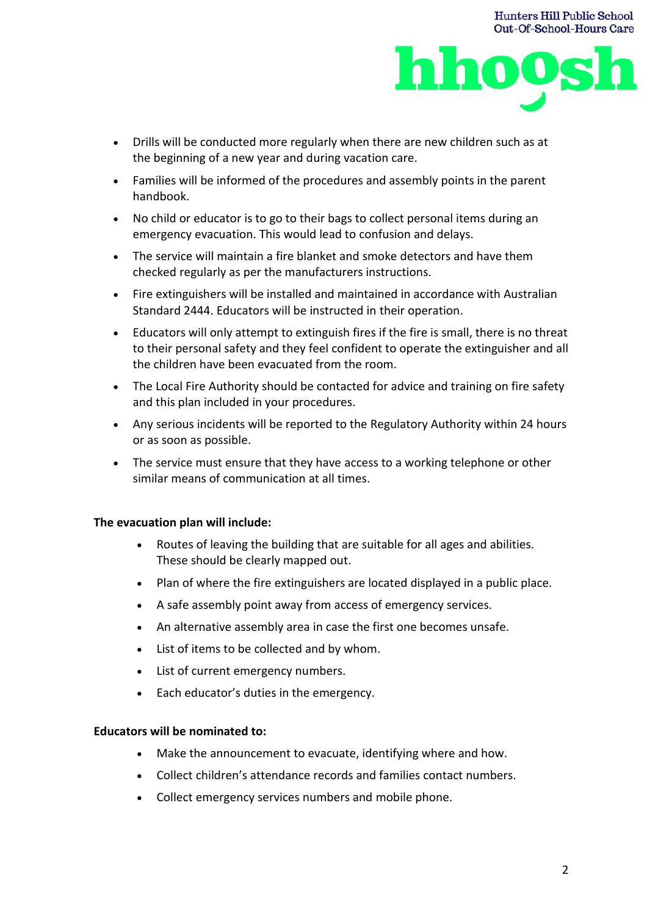- Drills will be conducted more regularly when there are new children such as at the beginning of a new year and during vacation care.
- Families will be informed of the procedures and assembly points in the parent handbook.
- No child or educator is to go to their bags to collect personal items during an emergency evacuation. This would lead to confusion and delays.
- The service will maintain a fire blanket and smoke detectors and have them checked regularly as per the manufacturers instructions.
- Fire extinguishers will be installed and maintained in accordance with Australian Standard 2444. Educators will be instructed in their operation.
- Educators will only attempt to extinguish fires if the fire is small, there is no threat to their personal safety and they feel confident to operate the extinguisher and all the children have been evacuated from the room.
- The Local Fire Authority should be contacted for advice and training on fire safety and this plan included in your procedures.
- Any serious incidents will be reported to the Regulatory Authority within 24 hours or as soon as possible.
- The service must ensure that they have access to a working telephone or other similar means of communication at all times.

**The evacuation plan will include:**

- Routes of leaving the building that are suitable for all ages and abilities. These should be clearly mapped out.
- Plan of where the fire extinguishers are located displayed in a public place.
- A safe assembly point away from access of emergency services.
- An alternative assembly area in case the first one becomes unsafe.
- List of items to be collected and by whom.
- List of current emergency numbers.
- Each educator's duties in the emergency.

**Educators will be nominated to:**

- Make the announcement to evacuate, identifying where and how.
- Collect children's attendance records and families contact numbers.
- Collect emergency services numbers and mobile phone.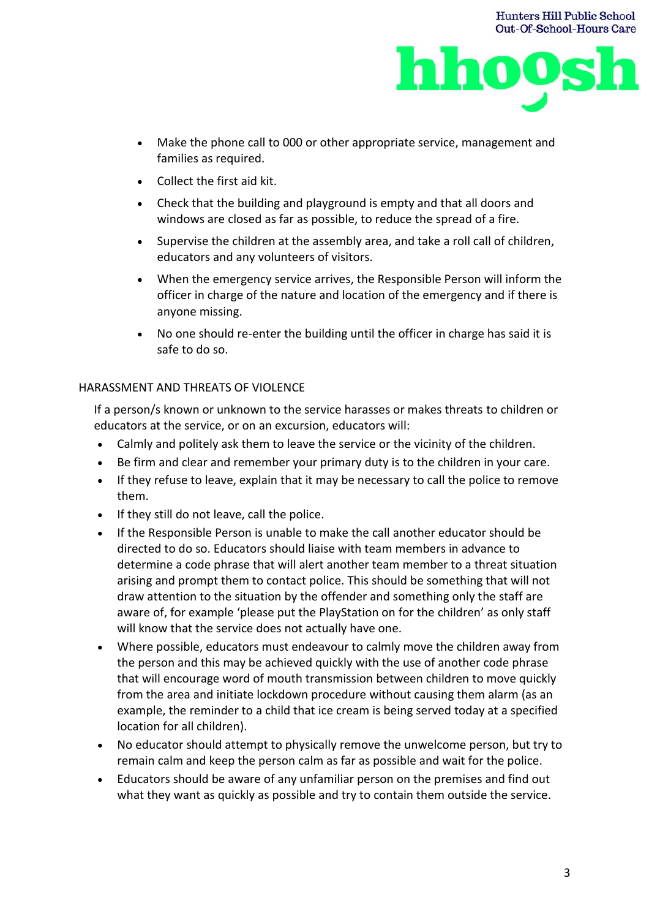- Make the phone call to 000 or other appropriate service, management and families as required.
- Collect the first aid kit.
- Check that the building and playground is empty and that all doors and windows are closed as far as possible, to reduce the spread of a fire.
- Supervise the children at the assembly area, and take a roll call of children, educators and any volunteers of visitors.
- When the emergency service arrives, the Responsible Person will inform the officer in charge of the nature and location of the emergency and if there is anyone missing.
- No one should re-enter the building until the officer in charge has said it is safe to do so.

## HARASSMENT AND THREATS OF VIOLENCE

If a person/s known or unknown to the service harasses or makes threats to children or educators at the service, or on an excursion, educators will:

- Calmly and politely ask them to leave the service or the vicinity of the children.
- Be firm and clear and remember your primary duty is to the children in your care.
- If they refuse to leave, explain that it may be necessary to call the police to remove them.
- If they still do not leave, call the police.
- If the Responsible Person is unable to make the call another educator should be directed to do so. Educators should liaise with team members in advance to determine a code phrase that will alert another team member to a threat situation arising and prompt them to contact police. This should be something that will not draw attention to the situation by the offender and something only the staff are aware of, for example 'please put the PlayStation on for the children' as only staff will know that the service does not actually have one.
- Where possible, educators must endeavour to calmly move the children away from the person and this may be achieved quickly with the use of another code phrase that will encourage word of mouth transmission between children to move quickly from the area and initiate lockdown procedure without causing them alarm (as an example, the reminder to a child that ice cream is being served today at a specified location for all children).
- No educator should attempt to physically remove the unwelcome person, but try to remain calm and keep the person calm as far as possible and wait for the police.
- Educators should be aware of any unfamiliar person on the premises and find out what they want as quickly as possible and try to contain them outside the service.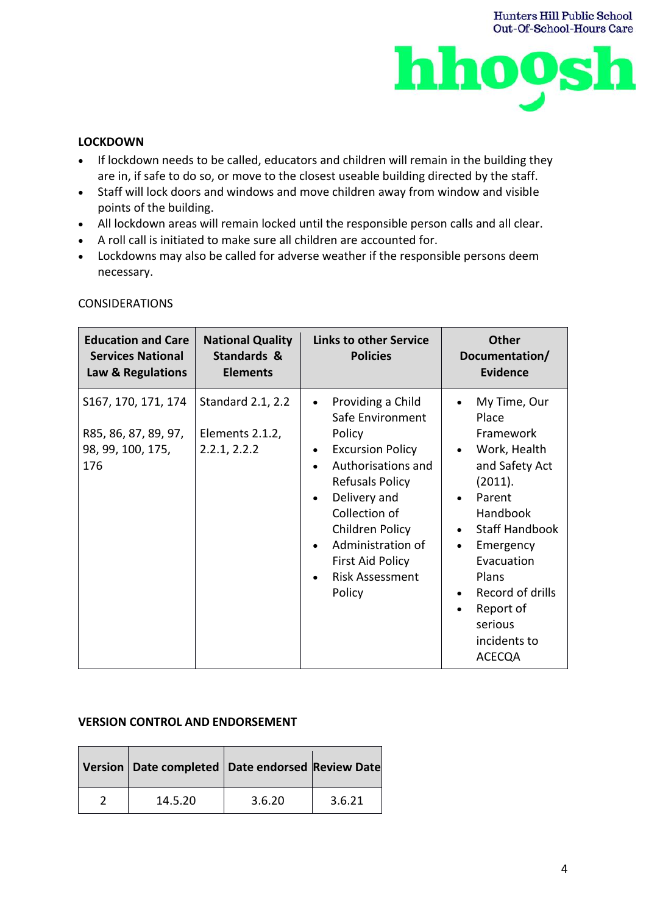## LOCKDOWN

- If lockdown needs to be called, educators and children will remain in the building they are in, if safe to do so, or move to the closest useable building directed by the staff.
- Staff will lock doors and windows and move children away from window and visible points of the building.
- All lockdown areas will remain locked until the responsible person calls and all clear.
- A roll call is initiated to make sure all children are accounted for.
- Lockdowns may also be called for adverse weather if the responsible persons deem necessary.

CONSIDERATIONS

| Education and Care Services National Law & Regulations | National Quality Standards & Elements | Links to other Service Policies | Other Documentation/ Evidence |
|---|---|---|---|
| S167, 170, 171, 174<br><br>R85, 86, 87, 89, 97, 98, 99, 100, 175, 176 | Standard 2.1, 2.2<br><br>Elements 2.1.2, 2.2.1, 2.2.2 | • Providing a Child Safe Environment Policy<br>• Excursion Policy<br>• Authorisations and Refusals Policy<br>• Delivery and Collection of Children Policy<br>• Administration of First Aid Policy<br>• Risk Assessment Policy | • My Time, Our Place Framework<br>• Work, Health and Safety Act (2011).<br>• Parent Handbook<br>• Staff Handbook<br>• Emergency Evacuation Plans<br>• Record of drills<br>• Report of serious incidents to ACECQA |

### VERSION CONTROL AND ENDORSEMENT

| Version | Date completed | Date endorsed | Review Date |
|---|---|---|---|
| 2 | 14.5.20 | 3.6.20 | 3.6.21 |